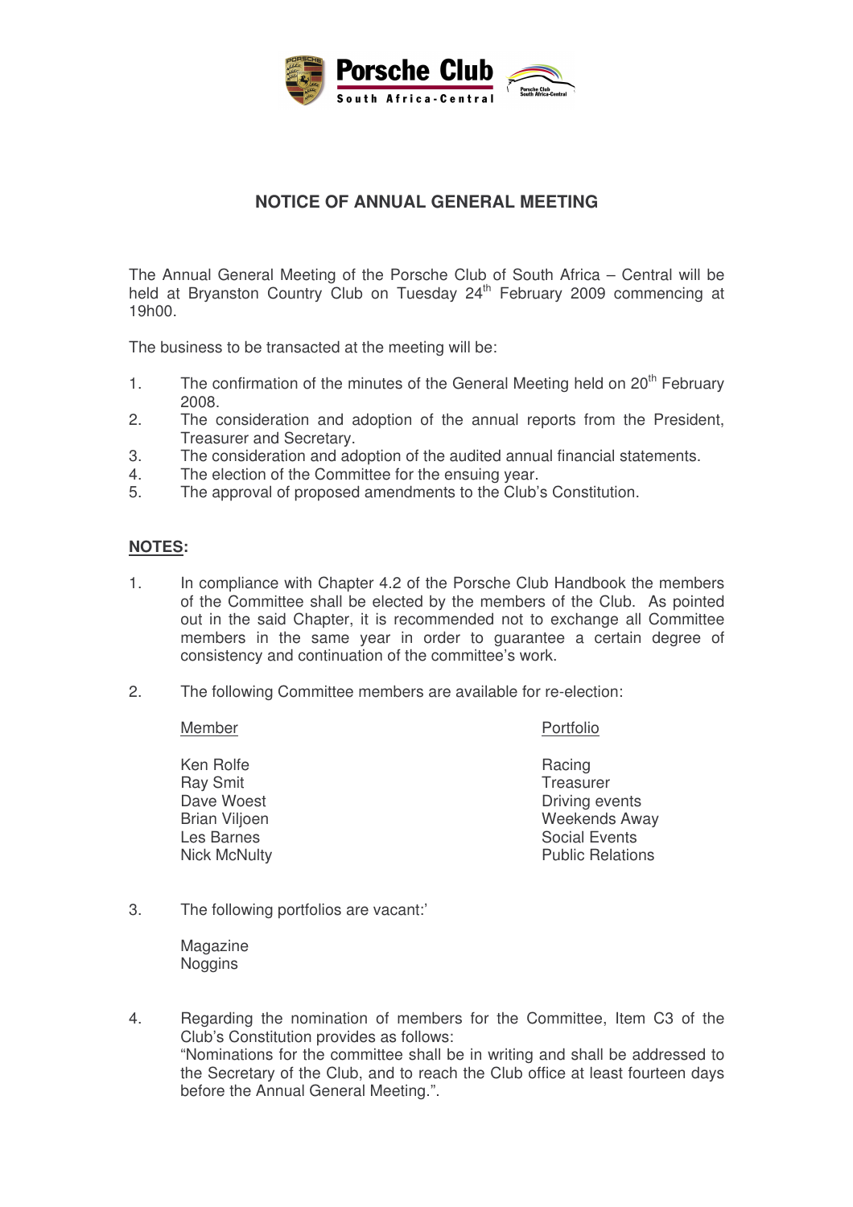# NOTICE OF ANNUAL GENERAL MEETING

The Annual General Meeting of the Porsche Club of South Africa – Central will be held at Bryanston Country Club on Tuesday 24th February 2009 commencing at 19h00.

The business to be transacted at the meeting will be:

1. The confirmation of the minutes of the General Meeting held on 20th February 2008.
2. The consideration and adoption of the annual reports from the President, Treasurer and Secretary.
3. The consideration and adoption of the audited annual financial statements.
4. The election of the Committee for the ensuing year.
5. The approval of proposed amendments to the Club's Constitution.

**<u>NOTES</u>:**

1. In compliance with Chapter 4.2 of the Porsche Club Handbook the members of the Committee shall be elected by the members of the Club. As pointed out in the said Chapter, it is recommended not to exchange all Committee members in the same year in order to guarantee a certain degree of consistency and continuation of the committee's work.

2. The following Committee members are available for re-election:

| Member | Portfolio |
|---|---|
| Ken Rolfe | Racing |
| Ray Smit | Treasurer |
| Dave Woest | Driving events |
| Brian Viljoen | Weekends Away |
| Les Barnes | Social Events |
| Nick McNulty | Public Relations |

3. The following portfolios are vacant:'

   Magazine
   Noggins

4. Regarding the nomination of members for the Committee, Item C3 of the Club's Constitution provides as follows:
   "Nominations for the committee shall be in writing and shall be addressed to the Secretary of the Club, and to reach the Club office at least fourteen days before the Annual General Meeting.".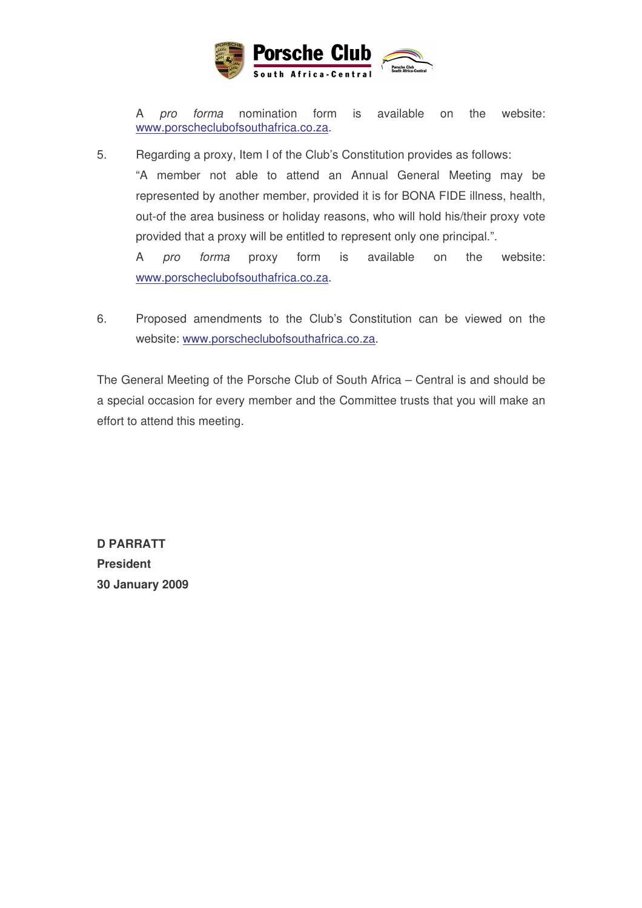A *pro forma* nomination form is available on the website: www.porscheclubofsouthafrica.co.za.

5. Regarding a proxy, Item I of the Club's Constitution provides as follows:

   "A member not able to attend an Annual General Meeting may be represented by another member, provided it is for BONA FIDE illness, health, out-of the area business or holiday reasons, who will hold his/their proxy vote provided that a proxy will be entitled to represent only one principal.".

   A *pro forma* proxy form is available on the website: www.porscheclubofsouthafrica.co.za.

6. Proposed amendments to the Club's Constitution can be viewed on the website: www.porscheclubofsouthafrica.co.za.

The General Meeting of the Porsche Club of South Africa – Central is and should be a special occasion for every member and the Committee trusts that you will make an effort to attend this meeting.

**D PARRATT**
**President**
**30 January 2009**